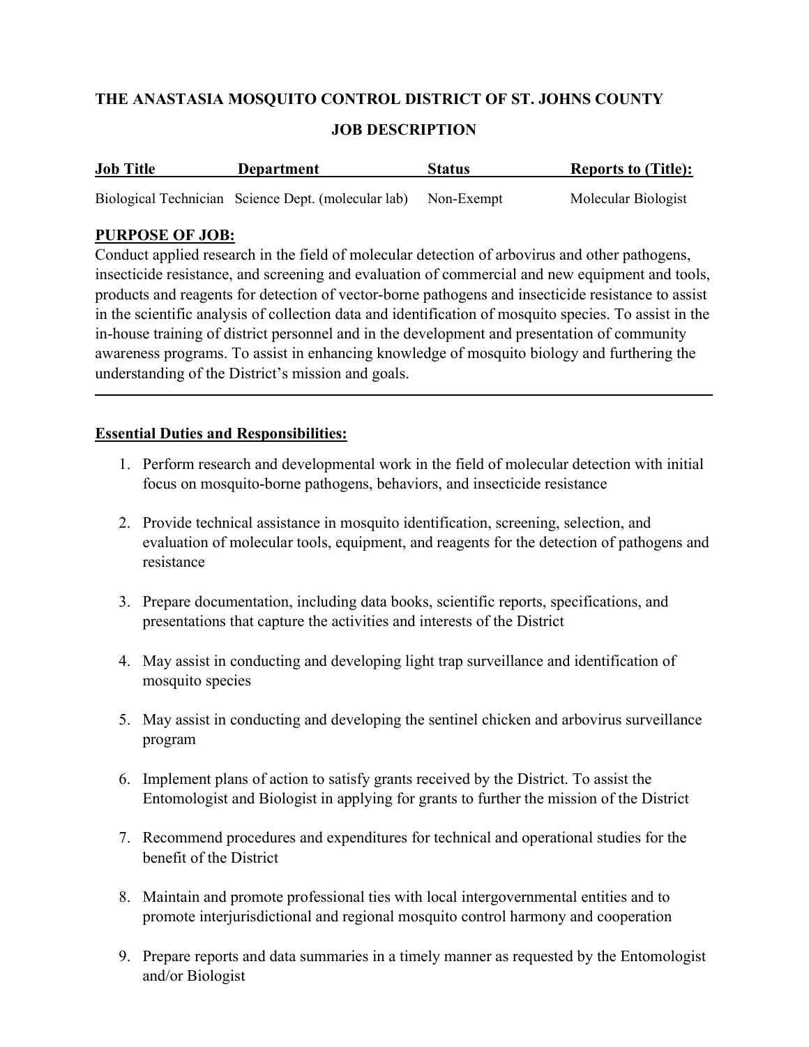# THE ANASTASIA MOSQUITO CONTROL DISTRICT OF ST. JOHNS COUNTY

## JOB DESCRIPTION

| Job Title | Department | Status | Reports to (Title): |
|---|---|---|---|
| Biological Technician | Science Dept. (molecular lab) | Non-Exempt | Molecular Biologist |

**PURPOSE OF JOB:**

Conduct applied research in the field of molecular detection of arbovirus and other pathogens, insecticide resistance, and screening and evaluation of commercial and new equipment and tools, products and reagents for detection of vector-borne pathogens and insecticide resistance to assist in the scientific analysis of collection data and identification of mosquito species. To assist in the in-house training of district personnel and in the development and presentation of community awareness programs. To assist in enhancing knowledge of mosquito biology and furthering the understanding of the District's mission and goals.

---

**Essential Duties and Responsibilities:**

1. Perform research and developmental work in the field of molecular detection with initial focus on mosquito-borne pathogens, behaviors, and insecticide resistance
2. Provide technical assistance in mosquito identification, screening, selection, and evaluation of molecular tools, equipment, and reagents for the detection of pathogens and resistance
3. Prepare documentation, including data books, scientific reports, specifications, and presentations that capture the activities and interests of the District
4. May assist in conducting and developing light trap surveillance and identification of mosquito species
5. May assist in conducting and developing the sentinel chicken and arbovirus surveillance program
6. Implement plans of action to satisfy grants received by the District. To assist the Entomologist and Biologist in applying for grants to further the mission of the District
7. Recommend procedures and expenditures for technical and operational studies for the benefit of the District
8. Maintain and promote professional ties with local intergovernmental entities and to promote interjurisdictional and regional mosquito control harmony and cooperation
9. Prepare reports and data summaries in a timely manner as requested by the Entomologist and/or Biologist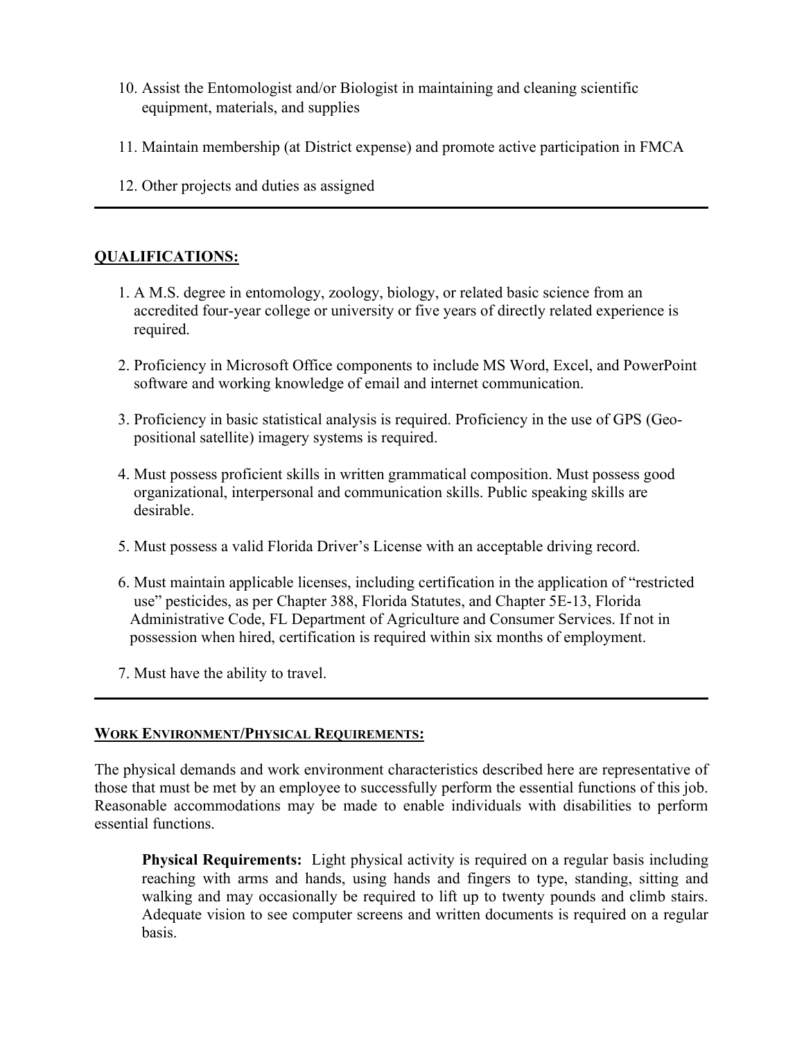10. Assist the Entomologist and/or Biologist in maintaining and cleaning scientific equipment, materials, and supplies

11. Maintain membership (at District expense) and promote active participation in FMCA

12. Other projects and duties as assigned

---

## QUALIFICATIONS:

1. A M.S. degree in entomology, zoology, biology, or related basic science from an accredited four-year college or university or five years of directly related experience is required.

2. Proficiency in Microsoft Office components to include MS Word, Excel, and PowerPoint software and working knowledge of email and internet communication.

3. Proficiency in basic statistical analysis is required. Proficiency in the use of GPS (Geo-positional satellite) imagery systems is required.

4. Must possess proficient skills in written grammatical composition. Must possess good organizational, interpersonal and communication skills. Public speaking skills are desirable.

5. Must possess a valid Florida Driver's License with an acceptable driving record.

6. Must maintain applicable licenses, including certification in the application of "restricted use" pesticides, as per Chapter 388, Florida Statutes, and Chapter 5E-13, Florida Administrative Code, FL Department of Agriculture and Consumer Services. If not in possession when hired, certification is required within six months of employment.

7. Must have the ability to travel.

---

## WORK ENVIRONMENT/PHYSICAL REQUIREMENTS:

The physical demands and work environment characteristics described here are representative of those that must be met by an employee to successfully perform the essential functions of this job. Reasonable accommodations may be made to enable individuals with disabilities to perform essential functions.

**Physical Requirements:** Light physical activity is required on a regular basis including reaching with arms and hands, using hands and fingers to type, standing, sitting and walking and may occasionally be required to lift up to twenty pounds and climb stairs. Adequate vision to see computer screens and written documents is required on a regular basis.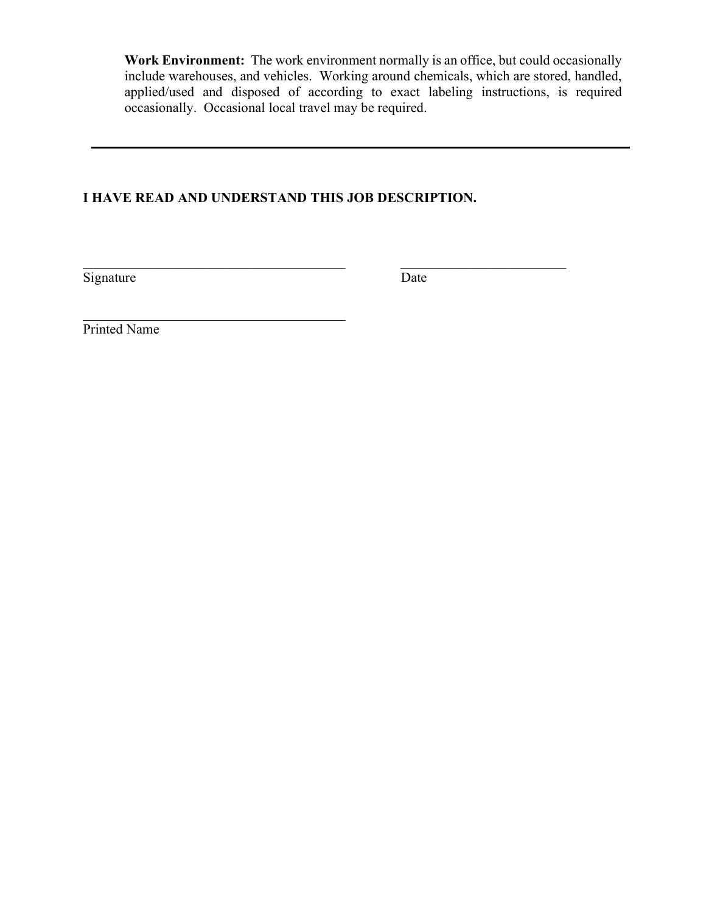**Work Environment:** The work environment normally is an office, but could occasionally include warehouses, and vehicles. Working around chemicals, which are stored, handled, applied/used and disposed of according to exact labeling instructions, is required occasionally. Occasional local travel may be required.

---

**I HAVE READ AND UNDERSTAND THIS JOB DESCRIPTION.**

\_\_\_\_\_\_\_\_\_\_\_\_\_\_\_\_\_\_\_\_\_\_\_\_\_\_\_\_\_\_\_\_\_\_\_\_\_\_\_\_ \_\_\_\_\_\_\_\_\_\_\_\_\_\_\_\_\_\_\_\_\_\_\_\_\_

Signature Date

\_\_\_\_\_\_\_\_\_\_\_\_\_\_\_\_\_\_\_\_\_\_\_\_\_\_\_\_\_\_\_\_\_\_\_\_\_\_\_\_

Printed Name